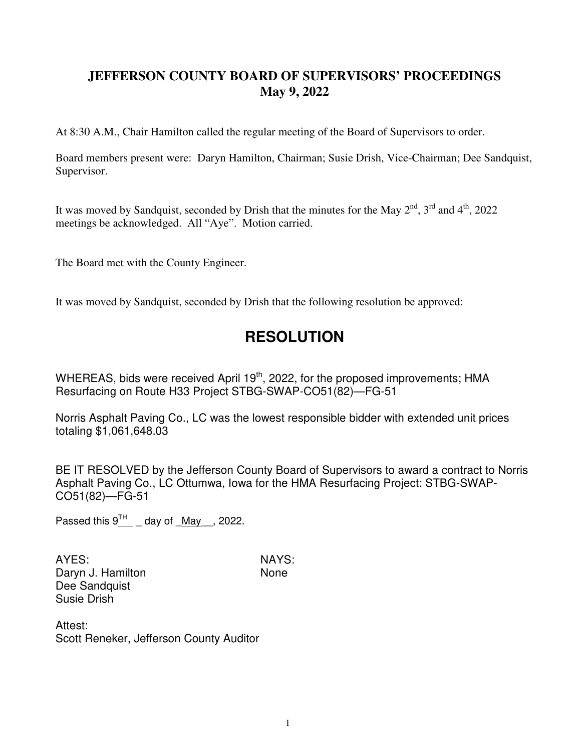# JEFFERSON COUNTY BOARD OF SUPERVISORS' PROCEEDINGS
## May 9, 2022

At 8:30 A.M., Chair Hamilton called the regular meeting of the Board of Supervisors to order.

Board members present were: Daryn Hamilton, Chairman; Susie Drish, Vice-Chairman; Dee Sandquist, Supervisor.

It was moved by Sandquist, seconded by Drish that the minutes for the May 2nd, 3rd and 4th, 2022 meetings be acknowledged. All "Aye". Motion carried.

The Board met with the County Engineer.

It was moved by Sandquist, seconded by Drish that the following resolution be approved:

## RESOLUTION

WHEREAS, bids were received April 19th, 2022, for the proposed improvements; HMA Resurfacing on Route H33 Project STBG-SWAP-CO51(82)—FG-51

Norris Asphalt Paving Co., LC was the lowest responsible bidder with extended unit prices totaling $1,061,648.03

BE IT RESOLVED by the Jefferson County Board of Supervisors to award a contract to Norris Asphalt Paving Co., LC Ottumwa, Iowa for the HMA Resurfacing Project: STBG-SWAP-CO51(82)—FG-51

Passed this 9TH day of May, 2022.

| AYES: | NAYS: |
|---|---|
| Daryn J. Hamilton | None |
| Dee Sandquist | |
| Susie Drish | |

Attest:
Scott Reneker, Jefferson County Auditor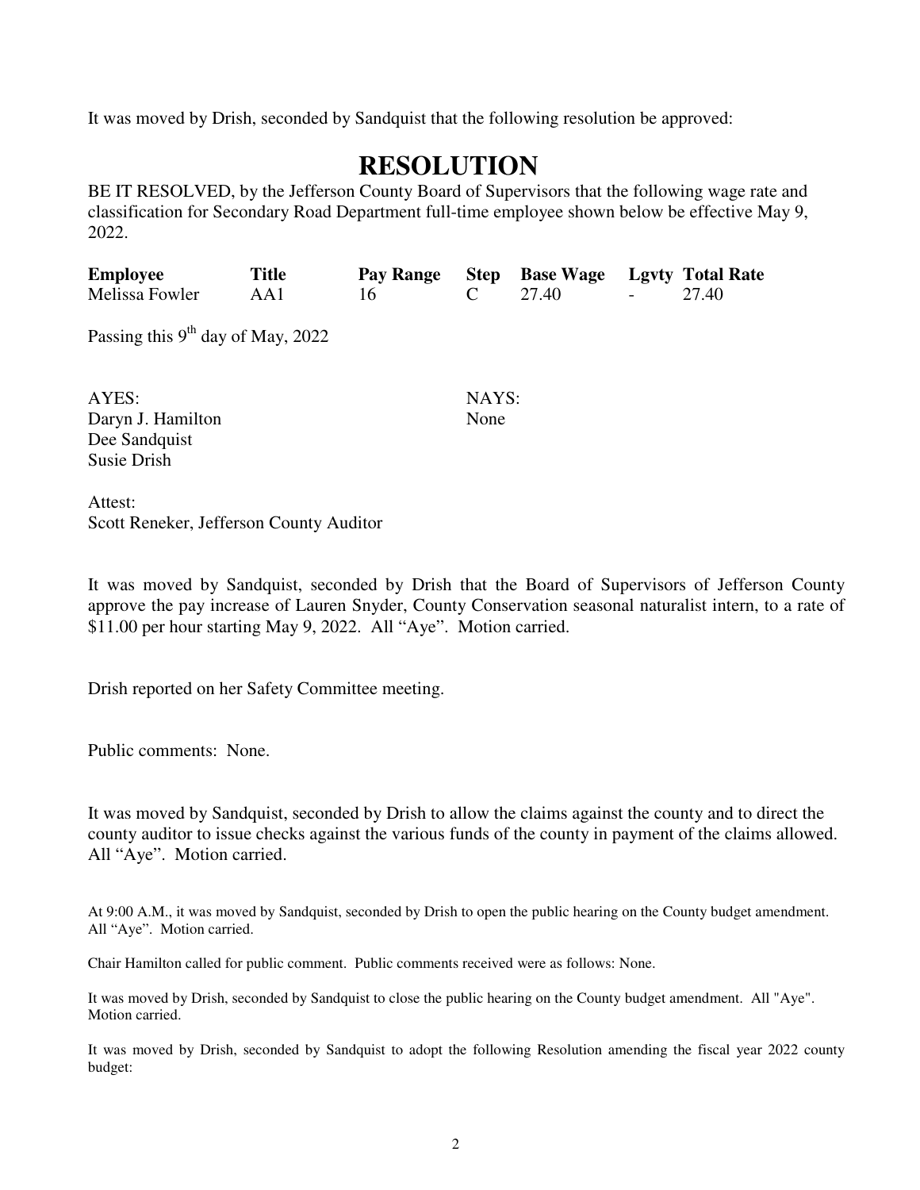It was moved by Drish, seconded by Sandquist that the following resolution be approved:

# RESOLUTION

BE IT RESOLVED, by the Jefferson County Board of Supervisors that the following wage rate and classification for Secondary Road Department full-time employee shown below be effective May 9, 2022.

| Employee | Title | Pay Range | Step | Base Wage | Lgvty | Total Rate |
|---|---|---|---|---|---|---|
| Melissa Fowler | AA1 | 16 | C | 27.40 | - | 27.40 |

Passing this 9th day of May, 2022

| AYES: | NAYS: |
|---|---|
| Daryn J. Hamilton | None |
| Dee Sandquist | |
| Susie Drish | |

Attest:
Scott Reneker, Jefferson County Auditor

It was moved by Sandquist, seconded by Drish that the Board of Supervisors of Jefferson County approve the pay increase of Lauren Snyder, County Conservation seasonal naturalist intern, to a rate of $11.00 per hour starting May 9, 2022. All "Aye". Motion carried.

Drish reported on her Safety Committee meeting.

Public comments: None.

It was moved by Sandquist, seconded by Drish to allow the claims against the county and to direct the county auditor to issue checks against the various funds of the county in payment of the claims allowed. All "Aye". Motion carried.

At 9:00 A.M., it was moved by Sandquist, seconded by Drish to open the public hearing on the County budget amendment. All "Aye". Motion carried.

Chair Hamilton called for public comment. Public comments received were as follows: None.

It was moved by Drish, seconded by Sandquist to close the public hearing on the County budget amendment. All "Aye". Motion carried.

It was moved by Drish, seconded by Sandquist to adopt the following Resolution amending the fiscal year 2022 county budget: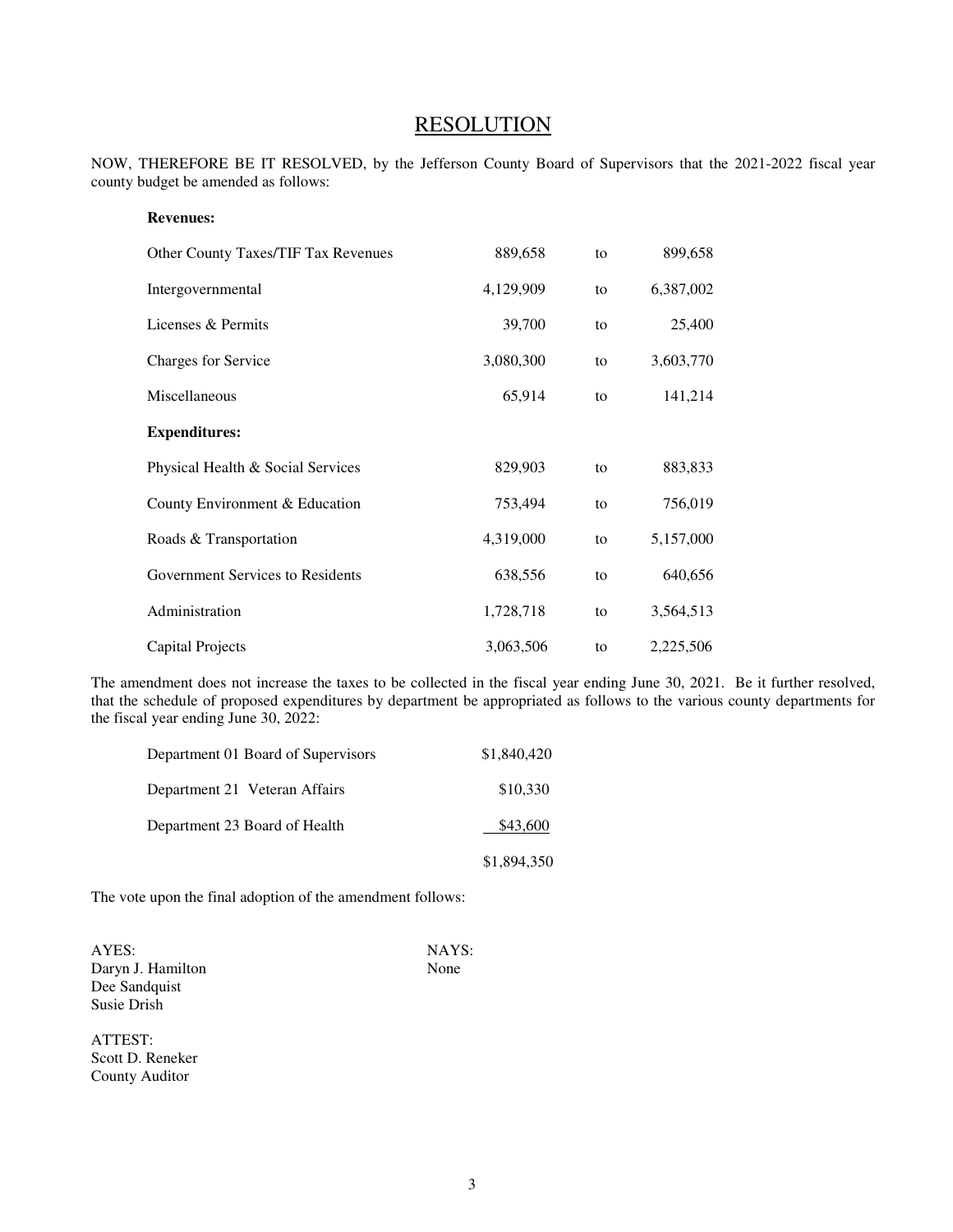# RESOLUTION

NOW, THEREFORE BE IT RESOLVED, by the Jefferson County Board of Supervisors that the 2021-2022 fiscal year county budget be amended as follows:

| | | | |
|---|---|---|---|
| **Revenues:** | | | |
| Other County Taxes/TIF Tax Revenues | 889,658 | to | 899,658 |
| Intergovernmental | 4,129,909 | to | 6,387,002 |
| Licenses & Permits | 39,700 | to | 25,400 |
| Charges for Service | 3,080,300 | to | 3,603,770 |
| Miscellaneous | 65,914 | to | 141,214 |
| **Expenditures:** | | | |
| Physical Health & Social Services | 829,903 | to | 883,833 |
| County Environment & Education | 753,494 | to | 756,019 |
| Roads & Transportation | 4,319,000 | to | 5,157,000 |
| Government Services to Residents | 638,556 | to | 640,656 |
| Administration | 1,728,718 | to | 3,564,513 |
| Capital Projects | 3,063,506 | to | 2,225,506 |

The amendment does not increase the taxes to be collected in the fiscal year ending June 30, 2021. Be it further resolved, that the schedule of proposed expenditures by department be appropriated as follows to the various county departments for the fiscal year ending June 30, 2022:

| | |
|---|---|
| Department 01 Board of Supervisors | $1,840,420 |
| Department 21 Veteran Affairs | $10,330 |
| Department 23 Board of Health | $43,600 |
| | $1,894,350 |

The vote upon the final adoption of the amendment follows:

AYES:
Daryn J. Hamilton
Dee Sandquist
Susie Drish

NAYS:
None

ATTEST:
Scott D. Reneker
County Auditor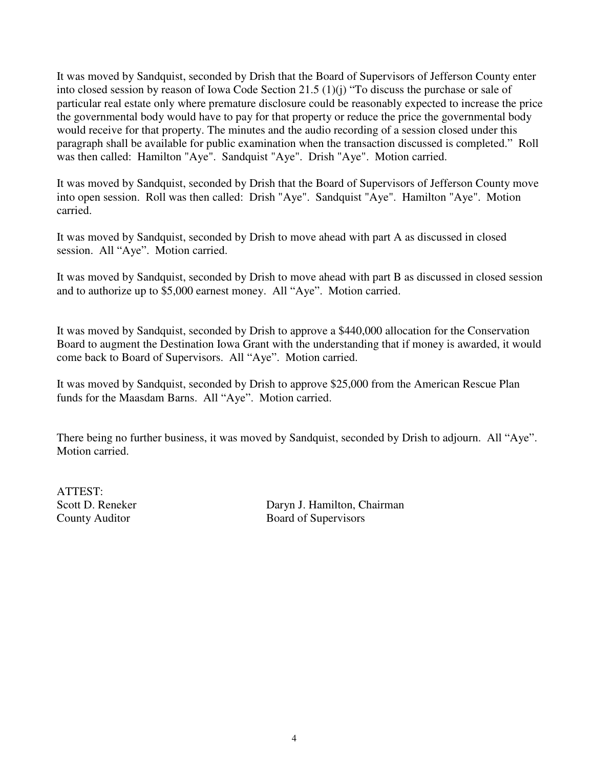It was moved by Sandquist, seconded by Drish that the Board of Supervisors of Jefferson County enter into closed session by reason of Iowa Code Section 21.5 (1)(j) "To discuss the purchase or sale of particular real estate only where premature disclosure could be reasonably expected to increase the price the governmental body would have to pay for that property or reduce the price the governmental body would receive for that property. The minutes and the audio recording of a session closed under this paragraph shall be available for public examination when the transaction discussed is completed." Roll was then called: Hamilton "Aye". Sandquist "Aye". Drish "Aye". Motion carried.

It was moved by Sandquist, seconded by Drish that the Board of Supervisors of Jefferson County move into open session. Roll was then called: Drish "Aye". Sandquist "Aye". Hamilton "Aye". Motion carried.

It was moved by Sandquist, seconded by Drish to move ahead with part A as discussed in closed session. All "Aye". Motion carried.

It was moved by Sandquist, seconded by Drish to move ahead with part B as discussed in closed session and to authorize up to $5,000 earnest money. All "Aye". Motion carried.

It was moved by Sandquist, seconded by Drish to approve a $440,000 allocation for the Conservation Board to augment the Destination Iowa Grant with the understanding that if money is awarded, it would come back to Board of Supervisors. All "Aye". Motion carried.

It was moved by Sandquist, seconded by Drish to approve $25,000 from the American Rescue Plan funds for the Maasdam Barns. All "Aye". Motion carried.

There being no further business, it was moved by Sandquist, seconded by Drish to adjourn. All "Aye". Motion carried.

ATTEST:

Scott D. Reneker  
County Auditor

Daryn J. Hamilton, Chairman  
Board of Supervisors